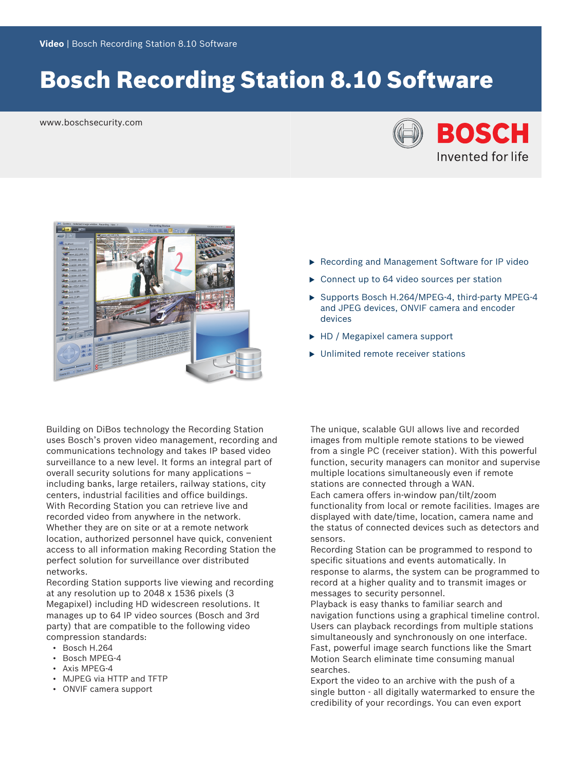**Video** | Bosch Recording Station 8.10 Software

# Bosch Recording Station 8.10 Software

www.boschsecurity.com

- Recording and Management Software for IP video
- Connect up to 64 video sources per station
- Supports Bosch H.264/MPEG-4, third-party MPEG-4 and JPEG devices, ONVIF camera and encoder devices
- HD / Megapixel camera support
- Unlimited remote receiver stations

Building on DiBos technology the Recording Station uses Bosch's proven video management, recording and communications technology and takes IP based video surveillance to a new level. It forms an integral part of overall security solutions for many applications – including banks, large retailers, railway stations, city centers, industrial facilities and office buildings.
With Recording Station you can retrieve live and recorded video from anywhere in the network. Whether they are on site or at a remote network location, authorized personnel have quick, convenient access to all information making Recording Station the perfect solution for surveillance over distributed networks.
Recording Station supports live viewing and recording at any resolution up to 2048 x 1536 pixels (3 Megapixel) including HD widescreen resolutions. It manages up to 64 IP video sources (Bosch and 3rd party) that are compatible to the following video compression standards:

- Bosch H.264
- Bosch MPEG-4
- Axis MPEG-4
- MJPEG via HTTP and TFTP
- ONVIF camera support

The unique, scalable GUI allows live and recorded images from multiple remote stations to be viewed from a single PC (receiver station). With this powerful function, security managers can monitor and supervise multiple locations simultaneously even if remote stations are connected through a WAN.
Each camera offers in-window pan/tilt/zoom functionality from local or remote facilities. Images are displayed with date/time, location, camera name and the status of connected devices such as detectors and sensors.
Recording Station can be programmed to respond to specific situations and events automatically. In response to alarms, the system can be programmed to record at a higher quality and to transmit images or messages to security personnel.
Playback is easy thanks to familiar search and navigation functions using a graphical timeline control. Users can playback recordings from multiple stations simultaneously and synchronously on one interface.
Fast, powerful image search functions like the Smart Motion Search eliminate time consuming manual searches.
Export the video to an archive with the push of a single button - all digitally watermarked to ensure the credibility of your recordings. You can even export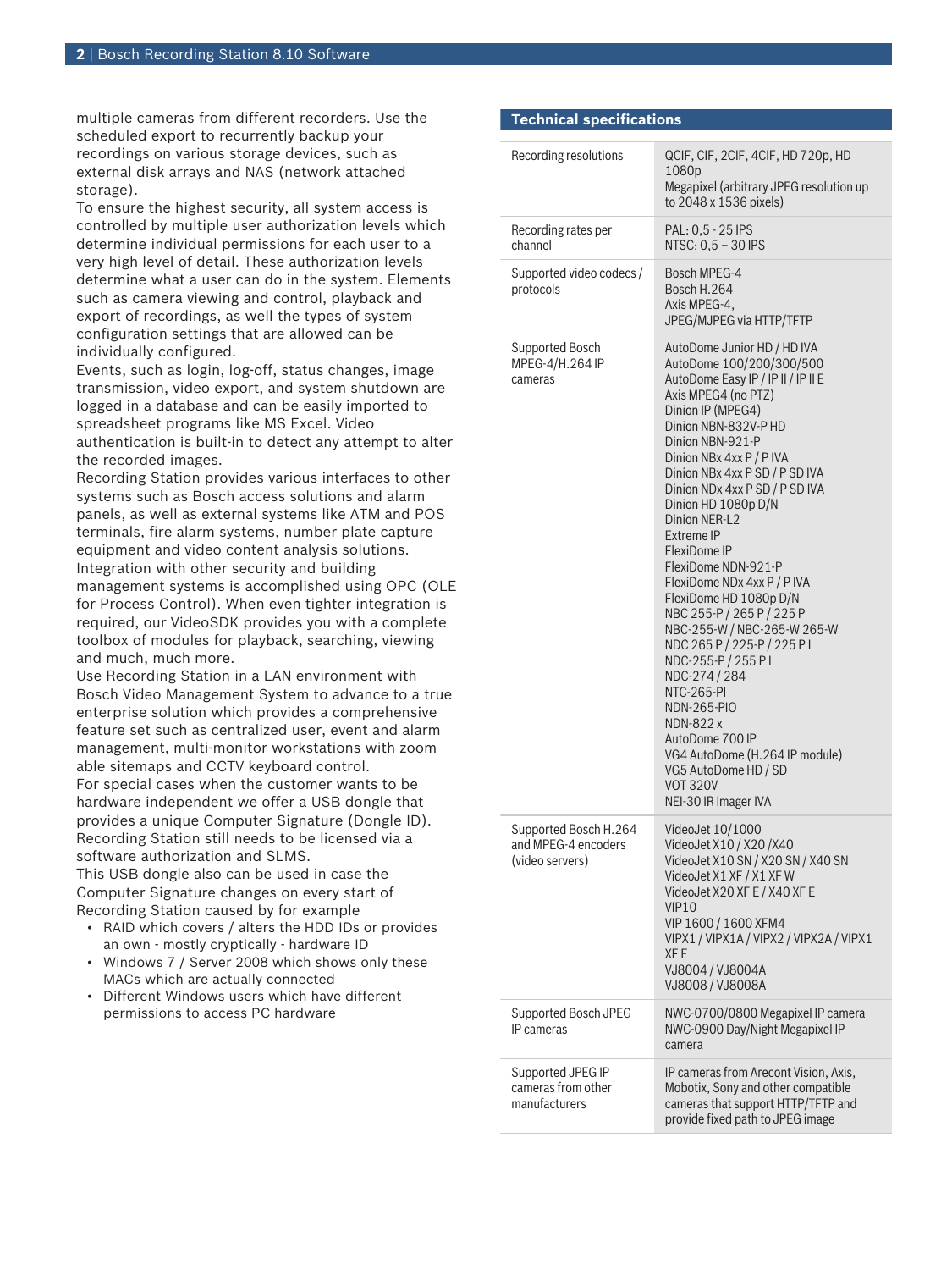multiple cameras from different recorders. Use the scheduled export to recurrently backup your recordings on various storage devices, such as external disk arrays and NAS (network attached storage).

To ensure the highest security, all system access is controlled by multiple user authorization levels which determine individual permissions for each user to a very high level of detail. These authorization levels determine what a user can do in the system. Elements such as camera viewing and control, playback and export of recordings, as well the types of system configuration settings that are allowed can be individually configured.

Events, such as login, log-off, status changes, image transmission, video export, and system shutdown are logged in a database and can be easily imported to spreadsheet programs like MS Excel. Video authentication is built-in to detect any attempt to alter the recorded images.

Recording Station provides various interfaces to other systems such as Bosch access solutions and alarm panels, as well as external systems like ATM and POS terminals, fire alarm systems, number plate capture equipment and video content analysis solutions. Integration with other security and building management systems is accomplished using OPC (OLE for Process Control). When even tighter integration is required, our VideoSDK provides you with a complete toolbox of modules for playback, searching, viewing and much, much more.

Use Recording Station in a LAN environment with Bosch Video Management System to advance to a true enterprise solution which provides a comprehensive feature set such as centralized user, event and alarm management, multi-monitor workstations with zoom able sitemaps and CCTV keyboard control.

For special cases when the customer wants to be hardware independent we offer a USB dongle that provides a unique Computer Signature (Dongle ID). Recording Station still needs to be licensed via a software authorization and SLMS.

This USB dongle also can be used in case the Computer Signature changes on every start of Recording Station caused by for example

- RAID which covers / alters the HDD IDs or provides an own - mostly cryptically - hardware ID
- Windows 7 / Server 2008 which shows only these MACs which are actually connected
- Different Windows users which have different permissions to access PC hardware

## Technical specifications

| | |
|---|---|
| Recording resolutions | QCIF, CIF, 2CIF, 4CIF, HD 720p, HD 1080p<br>Megapixel (arbitrary JPEG resolution up to 2048 x 1536 pixels) |
| Recording rates per channel | PAL: 0,5 - 25 IPS<br>NTSC: 0,5 – 30 IPS |
| Supported video codecs / protocols | Bosch MPEG-4<br>Bosch H.264<br>Axis MPEG-4,<br>JPEG/MJPEG via HTTP/TFTP |
| Supported Bosch MPEG-4/H.264 IP cameras | AutoDome Junior HD / HD IVA<br>AutoDome 100/200/300/500<br>AutoDome Easy IP / IP II / IP II E<br>Axis MPEG4 (no PTZ)<br>Dinion IP (MPEG4)<br>Dinion NBN-832V-P HD<br>Dinion NBN-921-P<br>Dinion NBx 4xx P / P IVA<br>Dinion NBx 4xx P SD / P SD IVA<br>Dinion NDx 4xx P SD / P SD IVA<br>Dinion HD 1080p D/N<br>Dinion NER-L2<br>Extreme IP<br>FlexiDome IP<br>FlexiDome NDN-921-P<br>FlexiDome NDx 4xx P / P IVA<br>FlexiDome HD 1080p D/N<br>NBC 255-P / 265 P / 225 P<br>NBC-255-W / NBC-265-W 265-W<br>NDC 265 P / 225-P / 225 P I<br>NDC-255-P / 255 P I<br>NDC-274 / 284<br>NTC-265-PI<br>NDN-265-PIO<br>NDN-822 x<br>AutoDome 700 IP<br>VG4 AutoDome (H.264 IP module)<br>VG5 AutoDome HD / SD<br>VOT 320V<br>NEI-30 IR Imager IVA |
| Supported Bosch H.264 and MPEG-4 encoders (video servers) | VideoJet 10/1000<br>VideoJet X10 / X20 /X40<br>VideoJet X10 SN / X20 SN / X40 SN<br>VideoJet X1 XF / X1 XF W<br>VideoJet X20 XF E / X40 XF E<br>VIP10<br>VIP 1600 / 1600 XFM4<br>VIPX1 / VIPX1A / VIPX2 / VIPX2A / VIPX1 XF E<br>VJ8004 / VJ8004A<br>VJ8008 / VJ8008A |
| Supported Bosch JPEG IP cameras | NWC-0700/0800 Megapixel IP camera<br>NWC-0900 Day/Night Megapixel IP camera |
| Supported JPEG IP cameras from other manufacturers | IP cameras from Arecont Vision, Axis, Mobotix, Sony and other compatible cameras that support HTTP/TFTP and provide fixed path to JPEG image |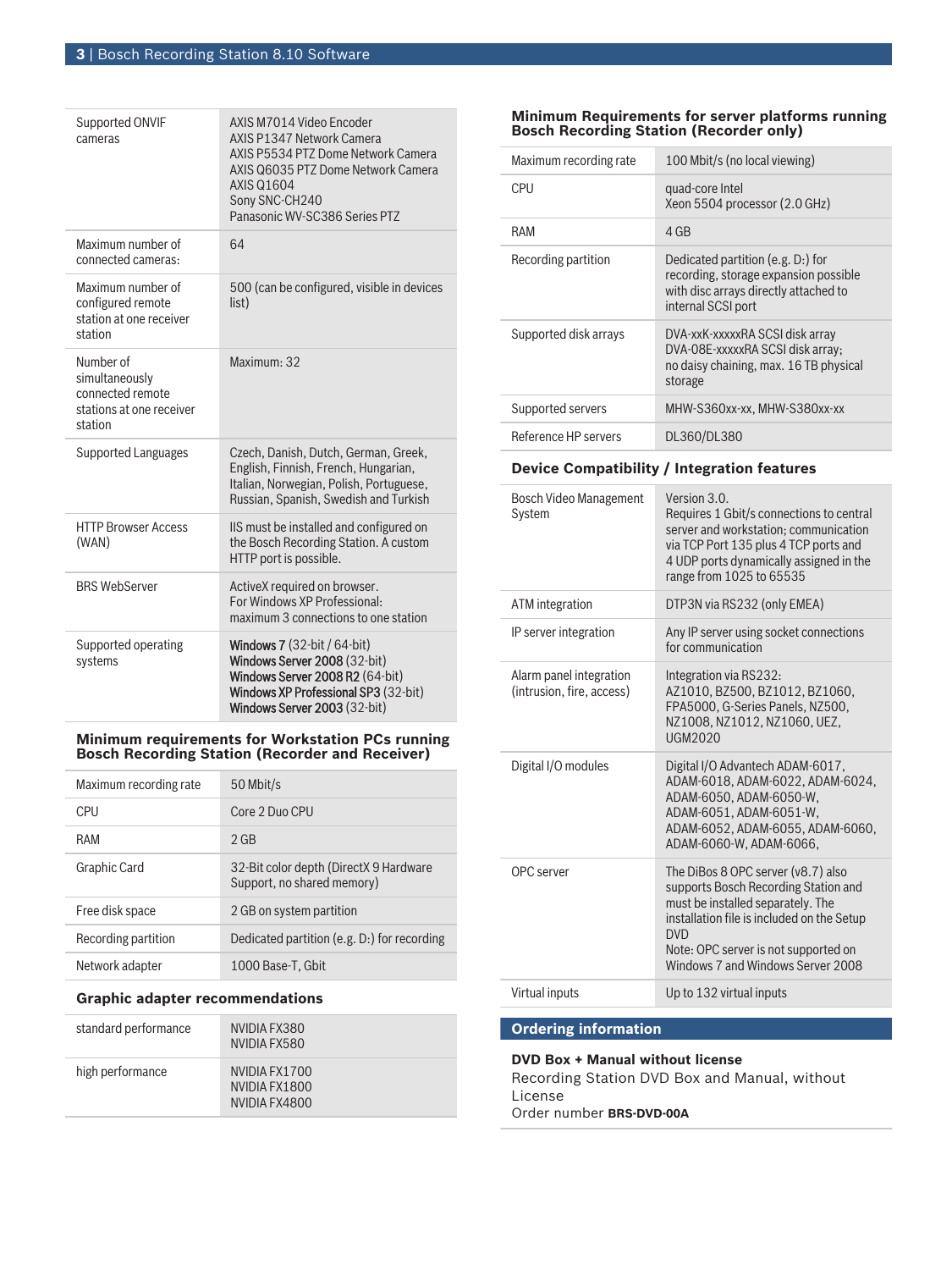| | |
|---|---|
| Supported ONVIF cameras | AXIS M7014 Video Encoder<br>AXIS P1347 Network Camera<br>AXIS P5534 PTZ Dome Network Camera<br>AXIS Q6035 PTZ Dome Network Camera<br>AXIS Q1604<br>Sony SNC-CH240<br>Panasonic WV-SC386 Series PTZ |
| Maximum number of connected cameras: | 64 |
| Maximum number of configured remote station at one receiver station | 500 (can be configured, visible in devices list) |
| Number of simultaneously connected remote stations at one receiver station | Maximum: 32 |
| Supported Languages | Czech, Danish, Dutch, German, Greek, English, Finnish, French, Hungarian, Italian, Norwegian, Polish, Portuguese, Russian, Spanish, Swedish and Turkish |
| HTTP Browser Access (WAN) | IIS must be installed and configured on the Bosch Recording Station. A custom HTTP port is possible. |
| BRS WebServer | ActiveX required on browser.<br>For Windows XP Professional: maximum 3 connections to one station |
| Supported operating systems | Windows 7 (32-bit / 64-bit)<br>Windows Server 2008 (32-bit)<br>Windows Server 2008 R2 (64-bit)<br>Windows XP Professional SP3 (32-bit)<br>Windows Server 2003 (32-bit) |

### Minimum requirements for Workstation PCs running Bosch Recording Station (Recorder and Receiver)

| | |
|---|---|
| Maximum recording rate | 50 Mbit/s |
| CPU | Core 2 Duo CPU |
| RAM | 2 GB |
| Graphic Card | 32-Bit color depth (DirectX 9 Hardware Support, no shared memory) |
| Free disk space | 2 GB on system partition |
| Recording partition | Dedicated partition (e.g. D:) for recording |
| Network adapter | 1000 Base-T, Gbit |

### Graphic adapter recommendations

| | |
|---|---|
| standard performance | NVIDIA FX380<br>NVIDIA FX580 |
| high performance | NVIDIA FX1700<br>NVIDIA FX1800<br>NVIDIA FX4800 |

### Minimum Requirements for server platforms running Bosch Recording Station (Recorder only)

| | |
|---|---|
| Maximum recording rate | 100 Mbit/s (no local viewing) |
| CPU | quad-core Intel<br>Xeon 5504 processor (2.0 GHz) |
| RAM | 4 GB |
| Recording partition | Dedicated partition (e.g. D:) for recording, storage expansion possible with disc arrays directly attached to internal SCSI port |
| Supported disk arrays | DVA-xxK-xxxxxRA SCSI disk array<br>DVA-08E-xxxxxRA SCSI disk array;<br>no daisy chaining, max. 16 TB physical storage |
| Supported servers | MHW-S360xx-xx, MHW-S380xx-xx |
| Reference HP servers | DL360/DL380 |

### Device Compatibility / Integration features

| | |
|---|---|
| Bosch Video Management System | Version 3.0.<br>Requires 1 Gbit/s connections to central server and workstation; communication via TCP Port 135 plus 4 TCP ports and 4 UDP ports dynamically assigned in the range from 1025 to 65535 |
| ATM integration | DTP3N via RS232 (only EMEA) |
| IP server integration | Any IP server using socket connections for communication |
| Alarm panel integration (intrusion, fire, access) | Integration via RS232:<br>AZ1010, BZ500, BZ1012, BZ1060, FPA5000, G-Series Panels, NZ500, NZ1008, NZ1012, NZ1060, UEZ, UGM2020 |
| Digital I/O modules | Digital I/O Advantech ADAM-6017, ADAM-6018, ADAM-6022, ADAM-6024, ADAM-6050, ADAM-6050-W, ADAM-6051, ADAM-6051-W, ADAM-6052, ADAM-6055, ADAM-6060, ADAM-6060-W, ADAM-6066, |
| OPC server | The DiBos 8 OPC server (v8.7) also supports Bosch Recording Station and must be installed separately. The installation file is included on the Setup DVD<br>Note: OPC server is not supported on Windows 7 and Windows Server 2008 |
| Virtual inputs | Up to 132 virtual inputs |

## Ordering information

**DVD Box + Manual without license**
Recording Station DVD Box and Manual, without License
Order number **BRS-DVD-00A**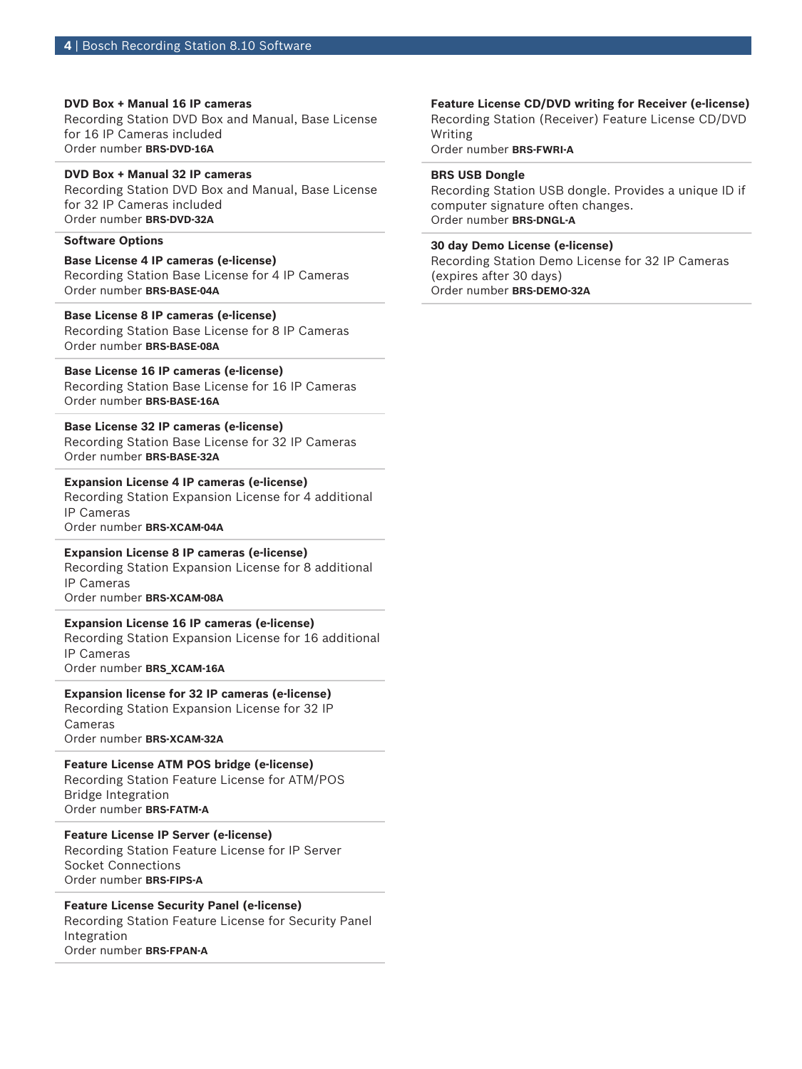**DVD Box + Manual 16 IP cameras**
Recording Station DVD Box and Manual, Base License for 16 IP Cameras included
Order number **BRS-DVD-16A**

**DVD Box + Manual 32 IP cameras**
Recording Station DVD Box and Manual, Base License for 32 IP Cameras included
Order number **BRS-DVD-32A**

**Software Options**

**Base License 4 IP cameras (e-license)**
Recording Station Base License for 4 IP Cameras
Order number **BRS-BASE-04A**

**Base License 8 IP cameras (e-license)**
Recording Station Base License for 8 IP Cameras
Order number **BRS-BASE-08A**

**Base License 16 IP cameras (e-license)**
Recording Station Base License for 16 IP Cameras
Order number **BRS-BASE-16A**

**Base License 32 IP cameras (e-license)**
Recording Station Base License for 32 IP Cameras
Order number **BRS-BASE-32A**

**Expansion License 4 IP cameras (e-license)**
Recording Station Expansion License for 4 additional IP Cameras
Order number **BRS-XCAM-04A**

**Expansion License 8 IP cameras (e-license)**
Recording Station Expansion License for 8 additional IP Cameras
Order number **BRS-XCAM-08A**

**Expansion License 16 IP cameras (e-license)**
Recording Station Expansion License for 16 additional IP Cameras
Order number **BRS_XCAM-16A**

**Expansion license for 32 IP cameras (e-license)**
Recording Station Expansion License for 32 IP Cameras
Order number **BRS-XCAM-32A**

**Feature License ATM POS bridge (e-license)**
Recording Station Feature License for ATM/POS Bridge Integration
Order number **BRS-FATM-A**

**Feature License IP Server (e-license)**
Recording Station Feature License for IP Server Socket Connections
Order number **BRS-FIPS-A**

**Feature License Security Panel (e-license)**
Recording Station Feature License for Security Panel Integration
Order number **BRS-FPAN-A**

**Feature License CD/DVD writing for Receiver (e-license)**
Recording Station (Receiver) Feature License CD/DVD Writing
Order number **BRS-FWRI-A**

**BRS USB Dongle**
Recording Station USB dongle. Provides a unique ID if computer signature often changes.
Order number **BRS-DNGL-A**

**30 day Demo License (e-license)**
Recording Station Demo License for 32 IP Cameras (expires after 30 days)
Order number **BRS-DEMO-32A**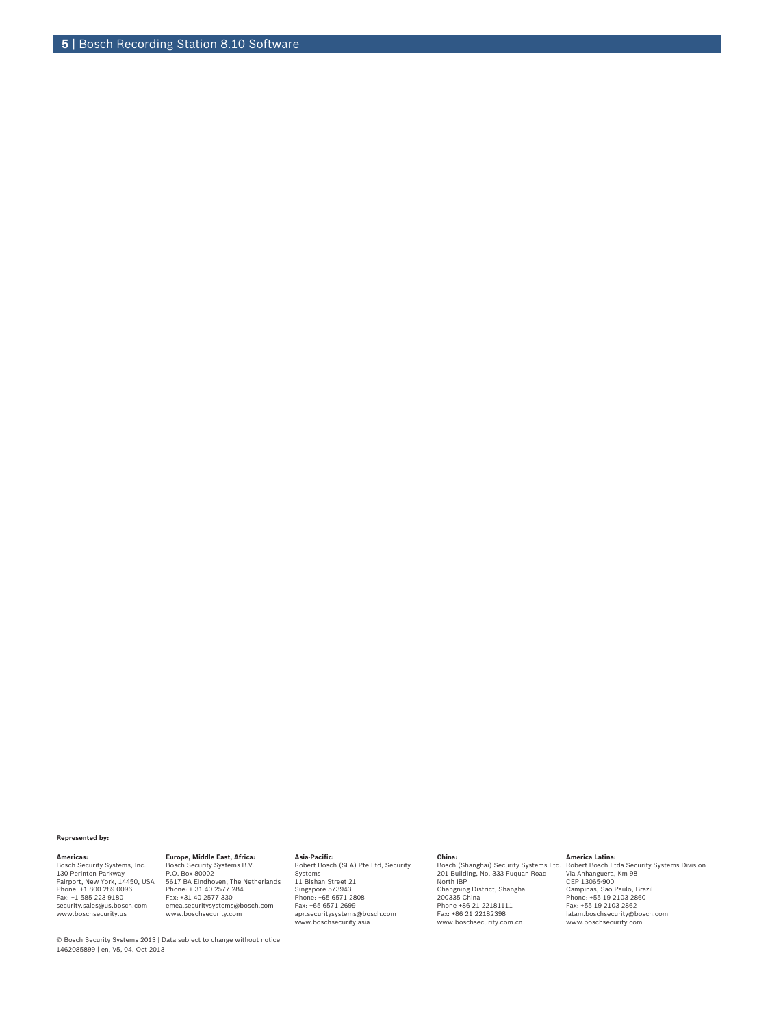**Represented by:**

**Americas:**
Bosch Security Systems, Inc.
130 Perinton Parkway
Fairport, New York, 14450, USA
Phone: +1 800 289 0096
Fax: +1 585 223 9180
security.sales@us.bosch.com
www.boschsecurity.us

**Europe, Middle East, Africa:**
Bosch Security Systems B.V.
P.O. Box 80002
5617 BA Eindhoven, The Netherlands
Phone: + 31 40 2577 284
Fax: +31 40 2577 330
emea.securitysystems@bosch.com
www.boschsecurity.com

**Asia-Pacific:**
Robert Bosch (SEA) Pte Ltd, Security Systems
11 Bishan Street 21
Singapore 573943
Phone: +65 6571 2808
Fax: +65 6571 2699
apr.securitysystems@bosch.com
www.boschsecurity.asia

**China:**
Bosch (Shanghai) Security Systems Ltd.
201 Building, No. 333 Fuquan Road
North IBP
Changning District, Shanghai
200335 China
Phone +86 21 22181111
Fax: +86 21 22182398
www.boschsecurity.com.cn

**America Latina:**
Robert Bosch Ltda Security Systems Division
Via Anhanguera, Km 98
CEP 13065-900
Campinas, Sao Paulo, Brazil
Phone: +55 19 2103 2860
Fax: +55 19 2103 2862
latam.boschsecurity@bosch.com
www.boschsecurity.com

© Bosch Security Systems 2013 | Data subject to change without notice
1462085899 | en, V5, 04. Oct 2013